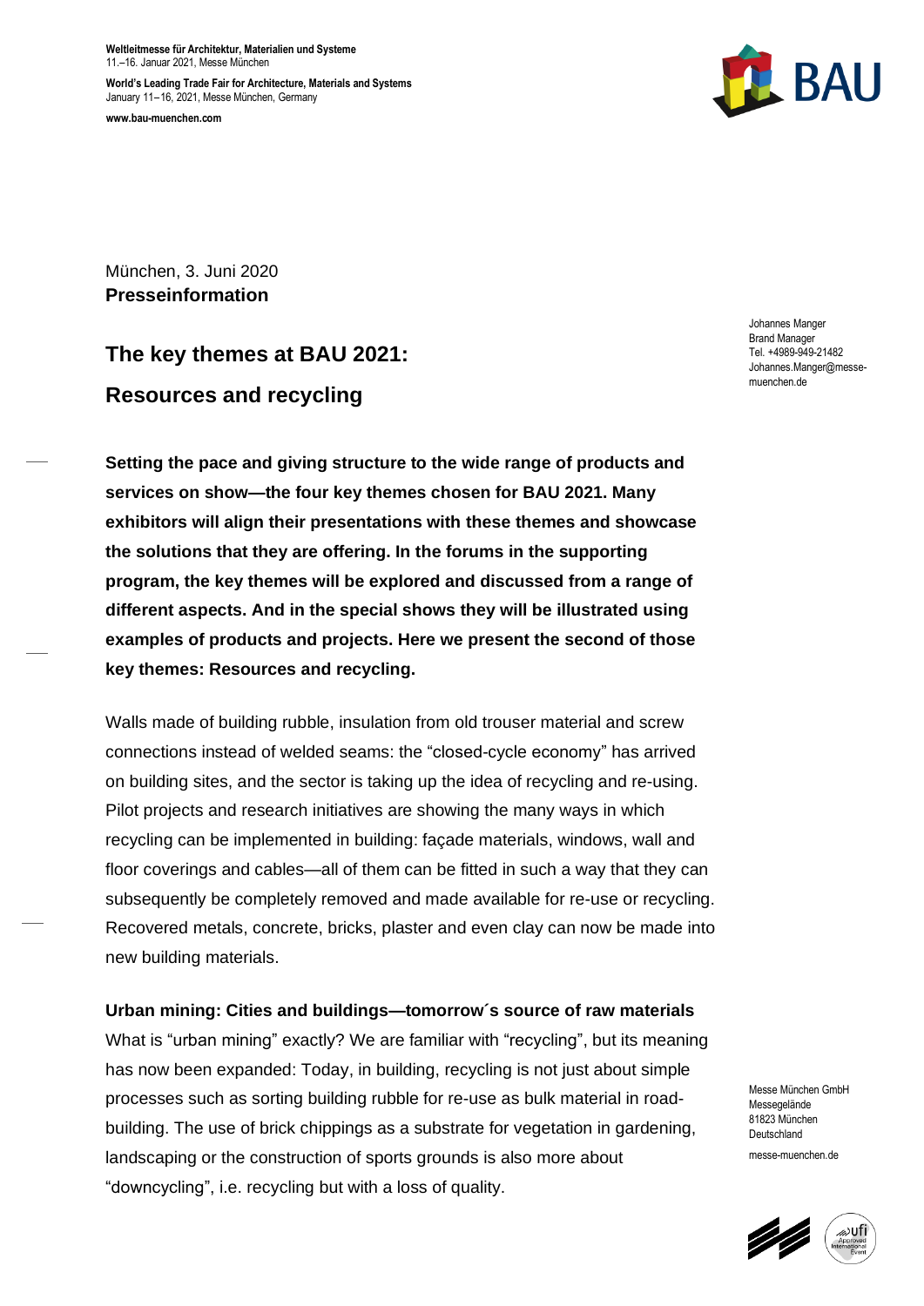**Weltleitmesse für Architektur, Materialien und Systeme**
11.–16. Januar 2021, Messe München

**World's Leading Trade Fair for Architecture, Materials and Systems**
January 11–16, 2021, Messe München, Germany

**www.bau-muenchen.com**

München, 3. Juni 2020
**Presseinformation**

Johannes Manger
Brand Manager
Tel. +4989-949-21482
Johannes.Manger@messe-muenchen.de

# The key themes at BAU 2021: Resources and recycling

**Setting the pace and giving structure to the wide range of products and services on show—the four key themes chosen for BAU 2021. Many exhibitors will align their presentations with these themes and showcase the solutions that they are offering. In the forums in the supporting program, the key themes will be explored and discussed from a range of different aspects. And in the special shows they will be illustrated using examples of products and projects. Here we present the second of those key themes: Resources and recycling.**

Walls made of building rubble, insulation from old trouser material and screw connections instead of welded seams: the "closed-cycle economy" has arrived on building sites, and the sector is taking up the idea of recycling and re-using. Pilot projects and research initiatives are showing the many ways in which recycling can be implemented in building: façade materials, windows, wall and floor coverings and cables—all of them can be fitted in such a way that they can subsequently be completely removed and made available for re-use or recycling. Recovered metals, concrete, bricks, plaster and even clay can now be made into new building materials.

**Urban mining: Cities and buildings—tomorrow´s source of raw materials**

What is "urban mining" exactly? We are familiar with "recycling", but its meaning has now been expanded: Today, in building, recycling is not just about simple processes such as sorting building rubble for re-use as bulk material in road-building. The use of brick chippings as a substrate for vegetation in gardening, landscaping or the construction of sports grounds is also more about "downcycling", i.e. recycling but with a loss of quality.

Messe München GmbH
Messegelände
81823 München
Deutschland

messe-muenchen.de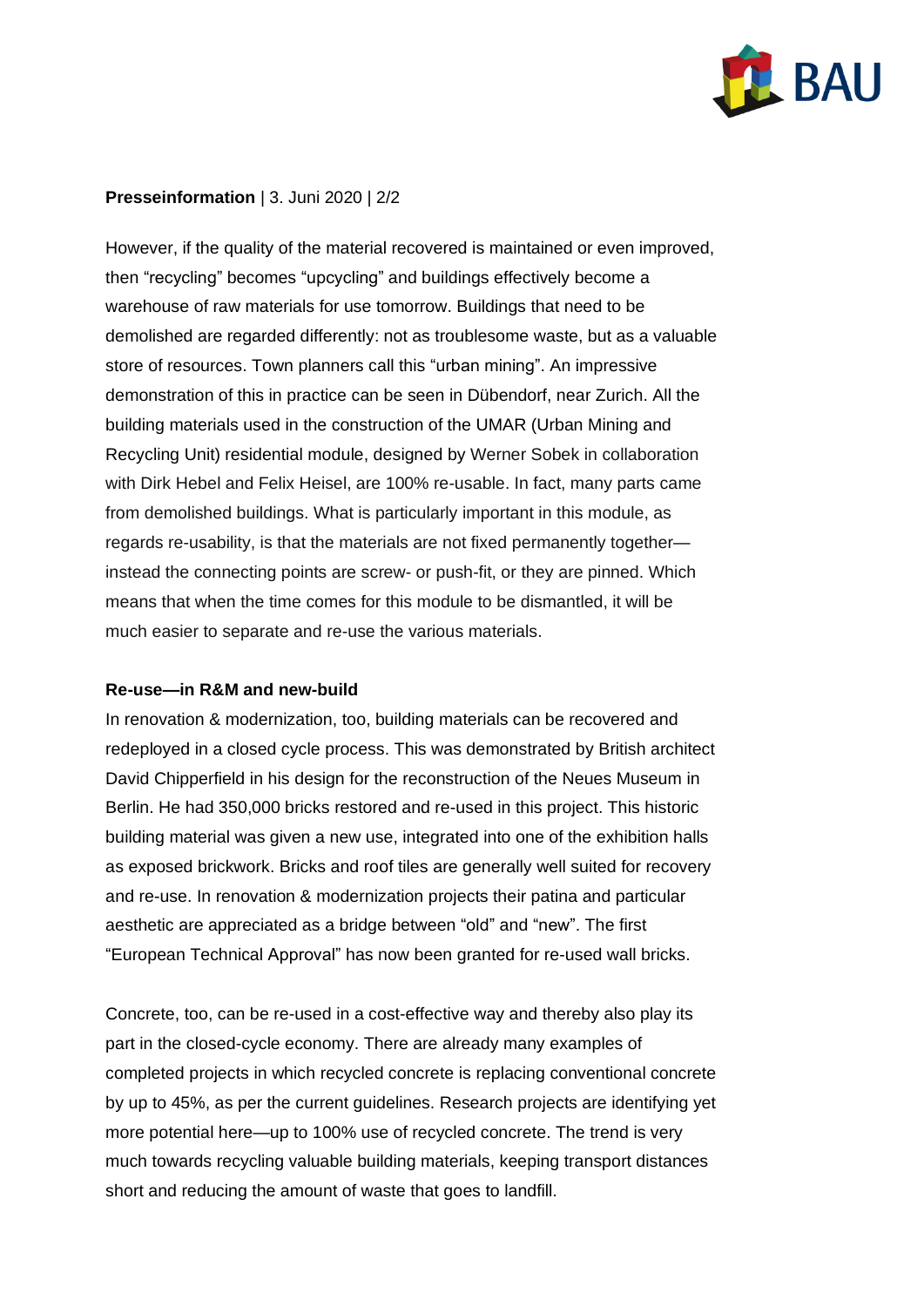However, if the quality of the material recovered is maintained or even improved, then “recycling” becomes “upcycling” and buildings effectively become a warehouse of raw materials for use tomorrow. Buildings that need to be demolished are regarded differently: not as troublesome waste, but as a valuable store of resources. Town planners call this “urban mining”. An impressive demonstration of this in practice can be seen in Dübendorf, near Zurich. All the building materials used in the construction of the UMAR (Urban Mining and Recycling Unit) residential module, designed by Werner Sobek in collaboration with Dirk Hebel and Felix Heisel, are 100% re-usable. In fact, many parts came from demolished buildings. What is particularly important in this module, as regards re-usability, is that the materials are not fixed permanently together—instead the connecting points are screw- or push-fit, or they are pinned. Which means that when the time comes for this module to be dismantled, it will be much easier to separate and re-use the various materials.

**Re-use—in R&M and new-build**

In renovation & modernization, too, building materials can be recovered and redeployed in a closed cycle process. This was demonstrated by British architect David Chipperfield in his design for the reconstruction of the Neues Museum in Berlin. He had 350,000 bricks restored and re-used in this project. This historic building material was given a new use, integrated into one of the exhibition halls as exposed brickwork. Bricks and roof tiles are generally well suited for recovery and re-use. In renovation & modernization projects their patina and particular aesthetic are appreciated as a bridge between “old” and “new”. The first “European Technical Approval” has now been granted for re-used wall bricks.

Concrete, too, can be re-used in a cost-effective way and thereby also play its part in the closed-cycle economy. There are already many examples of completed projects in which recycled concrete is replacing conventional concrete by up to 45%, as per the current guidelines. Research projects are identifying yet more potential here—up to 100% use of recycled concrete. The trend is very much towards recycling valuable building materials, keeping transport distances short and reducing the amount of waste that goes to landfill.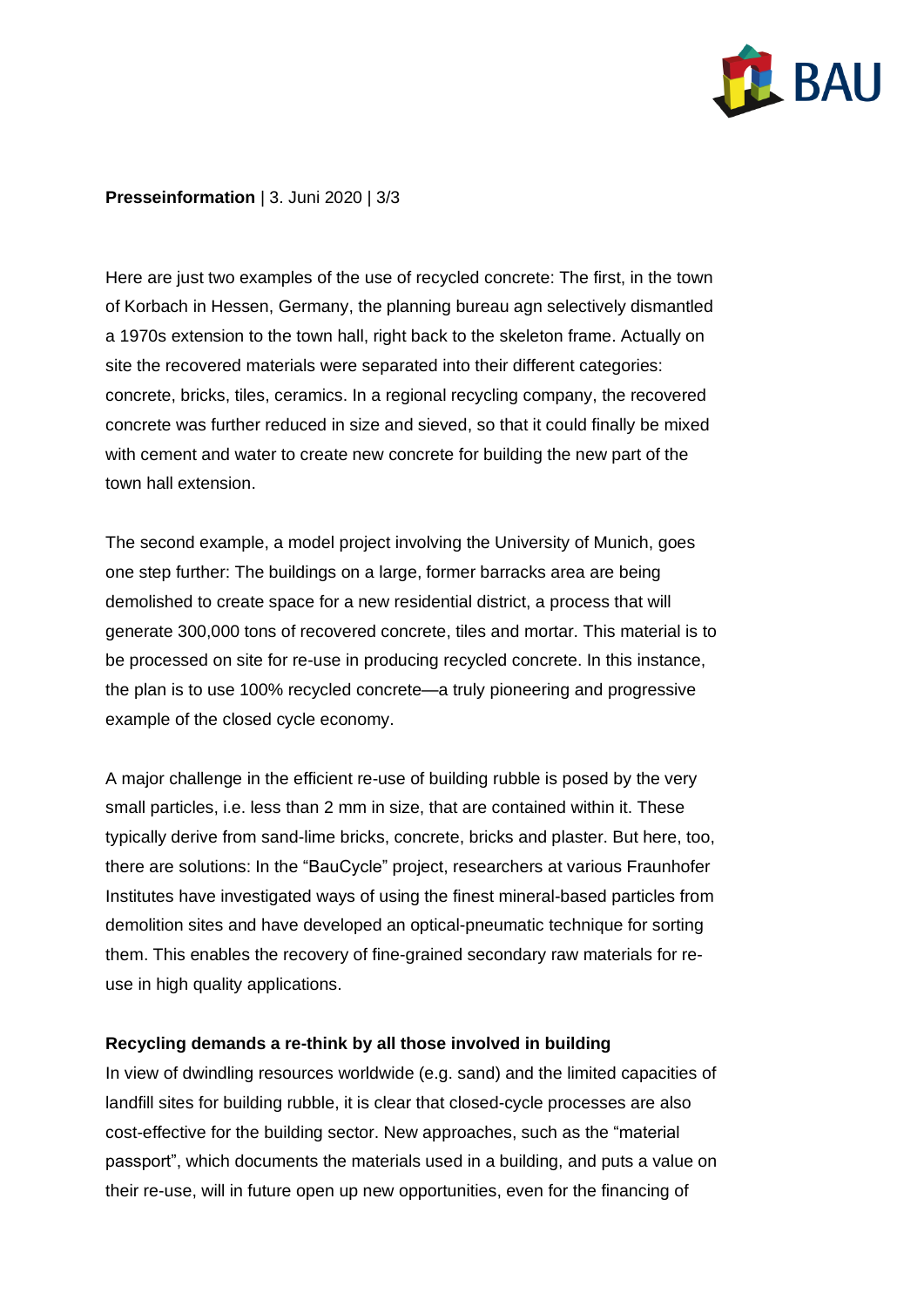Here are just two examples of the use of recycled concrete: The first, in the town of Korbach in Hessen, Germany, the planning bureau agn selectively dismantled a 1970s extension to the town hall, right back to the skeleton frame. Actually on site the recovered materials were separated into their different categories: concrete, bricks, tiles, ceramics. In a regional recycling company, the recovered concrete was further reduced in size and sieved, so that it could finally be mixed with cement and water to create new concrete for building the new part of the town hall extension.

The second example, a model project involving the University of Munich, goes one step further: The buildings on a large, former barracks area are being demolished to create space for a new residential district, a process that will generate 300,000 tons of recovered concrete, tiles and mortar. This material is to be processed on site for re-use in producing recycled concrete. In this instance, the plan is to use 100% recycled concrete—a truly pioneering and progressive example of the closed cycle economy.

A major challenge in the efficient re-use of building rubble is posed by the very small particles, i.e. less than 2 mm in size, that are contained within it. These typically derive from sand-lime bricks, concrete, bricks and plaster. But here, too, there are solutions: In the "BauCycle" project, researchers at various Fraunhofer Institutes have investigated ways of using the finest mineral-based particles from demolition sites and have developed an optical-pneumatic technique for sorting them. This enables the recovery of fine-grained secondary raw materials for re-use in high quality applications.

**Recycling demands a re-think by all those involved in building**

In view of dwindling resources worldwide (e.g. sand) and the limited capacities of landfill sites for building rubble, it is clear that closed-cycle processes are also cost-effective for the building sector. New approaches, such as the "material passport", which documents the materials used in a building, and puts a value on their re-use, will in future open up new opportunities, even for the financing of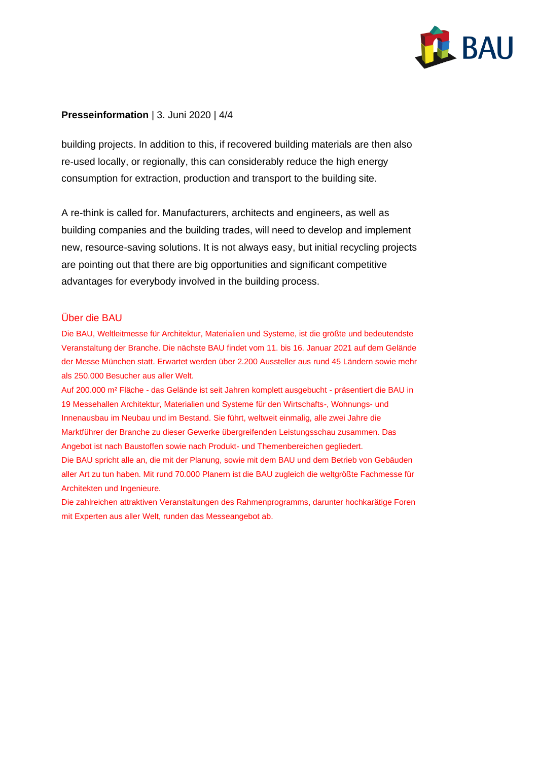building projects. In addition to this, if recovered building materials are then also re-used locally, or regionally, this can considerably reduce the high energy consumption for extraction, production and transport to the building site.

A re-think is called for. Manufacturers, architects and engineers, as well as building companies and the building trades, will need to develop and implement new, resource-saving solutions. It is not always easy, but initial recycling projects are pointing out that there are big opportunities and significant competitive advantages for everybody involved in the building process.

## Über die BAU

Die BAU, Weltleitmesse für Architektur, Materialien und Systeme, ist die größte und bedeutendste Veranstaltung der Branche. Die nächste BAU findet vom 11. bis 16. Januar 2021 auf dem Gelände der Messe München statt. Erwartet werden über 2.200 Aussteller aus rund 45 Ländern sowie mehr als 250.000 Besucher aus aller Welt.
Auf 200.000 m² Fläche - das Gelände ist seit Jahren komplett ausgebucht - präsentiert die BAU in 19 Messehallen Architektur, Materialien und Systeme für den Wirtschafts-, Wohnungs- und Innenausbau im Neubau und im Bestand. Sie führt, weltweit einmalig, alle zwei Jahre die Marktführer der Branche zu dieser Gewerke übergreifenden Leistungsschau zusammen. Das Angebot ist nach Baustoffen sowie nach Produkt- und Themenbereichen gegliedert.
Die BAU spricht alle an, die mit der Planung, sowie mit dem BAU und dem Betrieb von Gebäuden aller Art zu tun haben. Mit rund 70.000 Planern ist die BAU zugleich die weltgrößte Fachmesse für Architekten und Ingenieure.
Die zahlreichen attraktiven Veranstaltungen des Rahmenprogramms, darunter hochkarätige Foren mit Experten aus aller Welt, runden das Messeangebot ab.